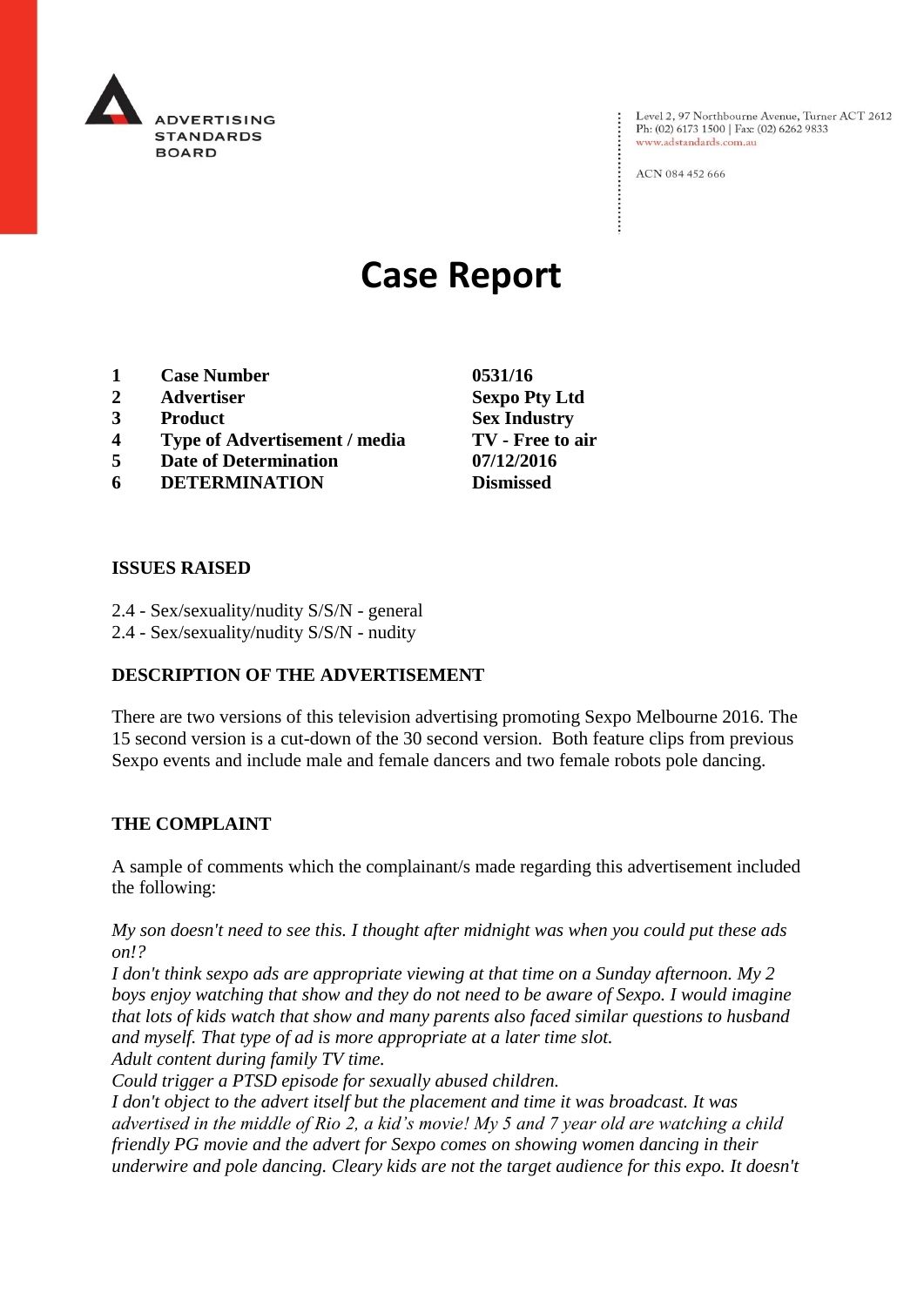ADVERTISING STANDARDS BOARD

Level 2, 97 Northbourne Avenue, Turner ACT 2612
Ph: (02) 6173 1500 | Fax: (02) 6262 9833
www.adstandards.com.au

ACN 084 452 666

# Case Report

| | | |
|---|---|---|
| **1** | **Case Number** | **0531/16** |
| **2** | **Advertiser** | **Sexpo Pty Ltd** |
| **3** | **Product** | **Sex Industry** |
| **4** | **Type of Advertisement / media** | **TV - Free to air** |
| **5** | **Date of Determination** | **07/12/2016** |
| **6** | **DETERMINATION** | **Dismissed** |

## ISSUES RAISED

2.4 - Sex/sexuality/nudity S/S/N - general
2.4 - Sex/sexuality/nudity S/S/N - nudity

## DESCRIPTION OF THE ADVERTISEMENT

There are two versions of this television advertising promoting Sexpo Melbourne 2016. The 15 second version is a cut-down of the 30 second version. Both feature clips from previous Sexpo events and include male and female dancers and two female robots pole dancing.

## THE COMPLAINT

A sample of comments which the complainant/s made regarding this advertisement included the following:

*My son doesn't need to see this. I thought after midnight was when you could put these ads on!?*
*I don't think sexpo ads are appropriate viewing at that time on a Sunday afternoon. My 2 boys enjoy watching that show and they do not need to be aware of Sexpo. I would imagine that lots of kids watch that show and many parents also faced similar questions to husband and myself. That type of ad is more appropriate at a later time slot.*
*Adult content during family TV time.*
*Could trigger a PTSD episode for sexually abused children.*
*I don't object to the advert itself but the placement and time it was broadcast. It was advertised in the middle of Rio 2, a kid's movie! My 5 and 7 year old are watching a child friendly PG movie and the advert for Sexpo comes on showing women dancing in their underwire and pole dancing. Cleary kids are not the target audience for this expo. It doesn't*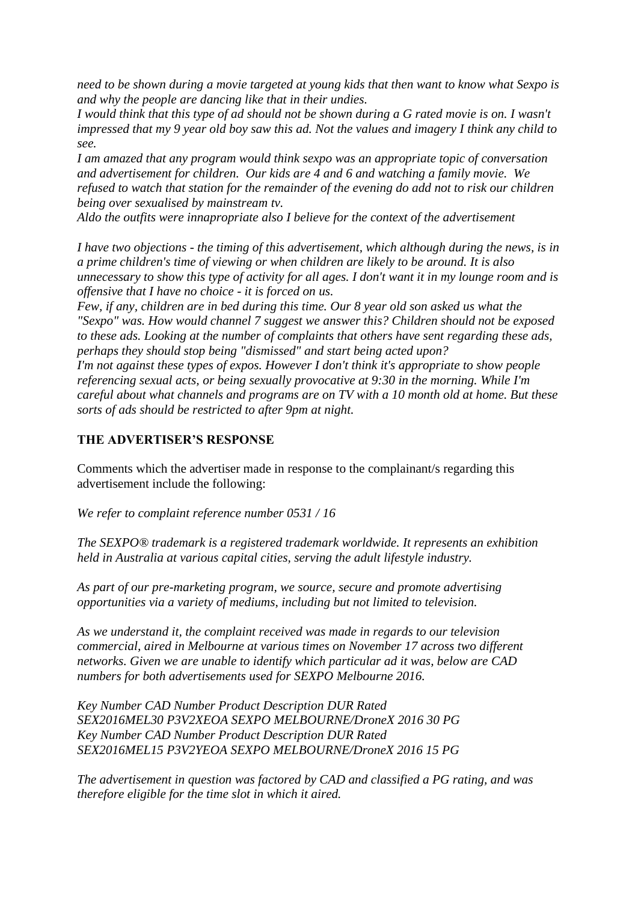*need to be shown during a movie targeted at young kids that then want to know what Sexpo is and why the people are dancing like that in their undies.*
*I would think that this type of ad should not be shown during a G rated movie is on. I wasn't impressed that my 9 year old boy saw this ad. Not the values and imagery I think any child to see.*
*I am amazed that any program would think sexpo was an appropriate topic of conversation and advertisement for children. Our kids are 4 and 6 and watching a family movie. We refused to watch that station for the remainder of the evening do add not to risk our children being over sexualised by mainstream tv.*
*Aldo the outfits were innapropriate also I believe for the context of the advertisement*

*I have two objections - the timing of this advertisement, which although during the news, is in a prime children's time of viewing or when children are likely to be around. It is also unnecessary to show this type of activity for all ages. I don't want it in my lounge room and is offensive that I have no choice - it is forced on us.*
*Few, if any, children are in bed during this time. Our 8 year old son asked us what the "Sexpo" was. How would channel 7 suggest we answer this? Children should not be exposed to these ads. Looking at the number of complaints that others have sent regarding these ads, perhaps they should stop being "dismissed" and start being acted upon?*
*I'm not against these types of expos. However I don't think it's appropriate to show people referencing sexual acts, or being sexually provocative at 9:30 in the morning. While I'm careful about what channels and programs are on TV with a 10 month old at home. But these sorts of ads should be restricted to after 9pm at night.*

**THE ADVERTISER'S RESPONSE**

Comments which the advertiser made in response to the complainant/s regarding this advertisement include the following:

*We refer to complaint reference number 0531 / 16*

*The SEXPO® trademark is a registered trademark worldwide. It represents an exhibition held in Australia at various capital cities, serving the adult lifestyle industry.*

*As part of our pre-marketing program, we source, secure and promote advertising opportunities via a variety of mediums, including but not limited to television.*

*As we understand it, the complaint received was made in regards to our television commercial, aired in Melbourne at various times on November 17 across two different networks. Given we are unable to identify which particular ad it was, below are CAD numbers for both advertisements used for SEXPO Melbourne 2016.*

*Key Number CAD Number Product Description DUR Rated*
*SEX2016MEL30 P3V2XEOA SEXPO MELBOURNE/DroneX 2016 30 PG*
*Key Number CAD Number Product Description DUR Rated*
*SEX2016MEL15 P3V2YEOA SEXPO MELBOURNE/DroneX 2016 15 PG*

*The advertisement in question was factored by CAD and classified a PG rating, and was therefore eligible for the time slot in which it aired.*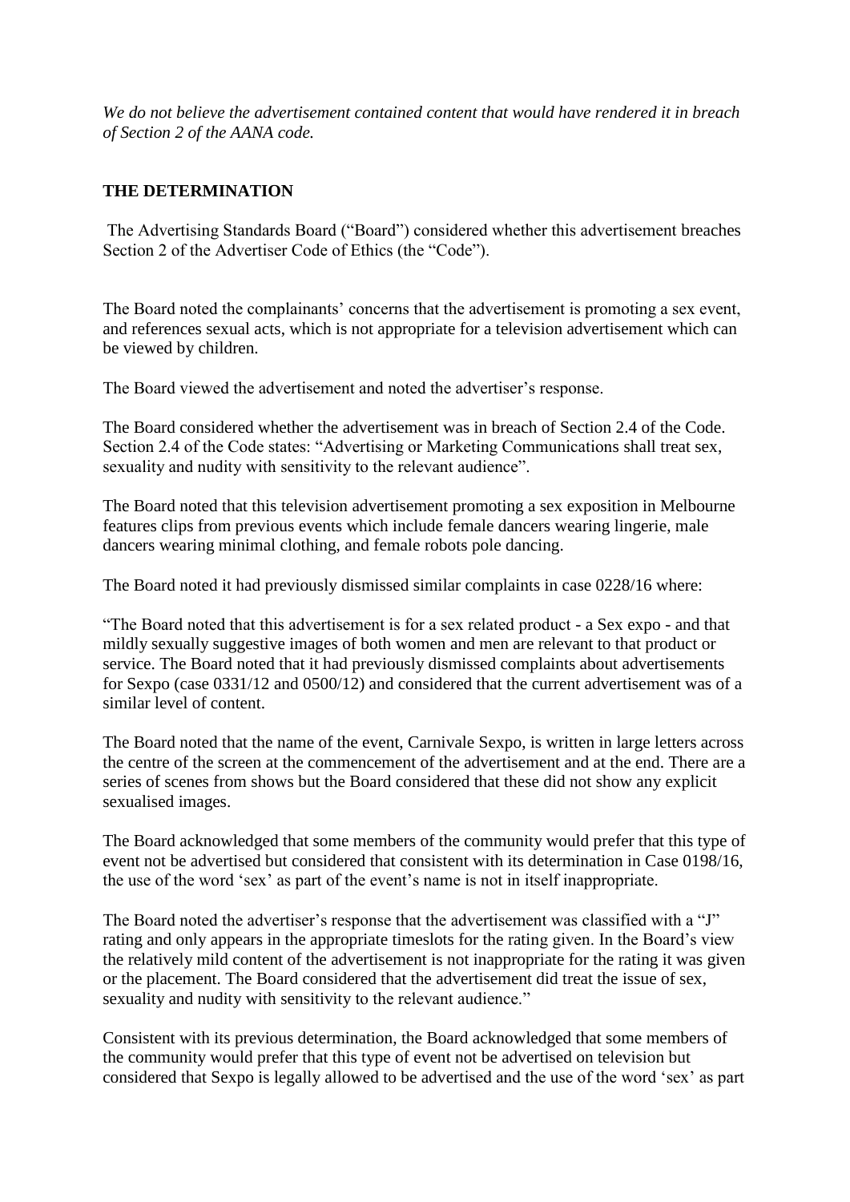*We do not believe the advertisement contained content that would have rendered it in breach of Section 2 of the AANA code.*

## THE DETERMINATION

The Advertising Standards Board ("Board") considered whether this advertisement breaches Section 2 of the Advertiser Code of Ethics (the "Code").

The Board noted the complainants' concerns that the advertisement is promoting a sex event, and references sexual acts, which is not appropriate for a television advertisement which can be viewed by children.

The Board viewed the advertisement and noted the advertiser's response.

The Board considered whether the advertisement was in breach of Section 2.4 of the Code. Section 2.4 of the Code states: "Advertising or Marketing Communications shall treat sex, sexuality and nudity with sensitivity to the relevant audience".

The Board noted that this television advertisement promoting a sex exposition in Melbourne features clips from previous events which include female dancers wearing lingerie, male dancers wearing minimal clothing, and female robots pole dancing.

The Board noted it had previously dismissed similar complaints in case 0228/16 where:

"The Board noted that this advertisement is for a sex related product - a Sex expo - and that mildly sexually suggestive images of both women and men are relevant to that product or service. The Board noted that it had previously dismissed complaints about advertisements for Sexpo (case 0331/12 and 0500/12) and considered that the current advertisement was of a similar level of content.

The Board noted that the name of the event, Carnivale Sexpo, is written in large letters across the centre of the screen at the commencement of the advertisement and at the end. There are a series of scenes from shows but the Board considered that these did not show any explicit sexualised images.

The Board acknowledged that some members of the community would prefer that this type of event not be advertised but considered that consistent with its determination in Case 0198/16, the use of the word 'sex' as part of the event's name is not in itself inappropriate.

The Board noted the advertiser's response that the advertisement was classified with a "J" rating and only appears in the appropriate timeslots for the rating given. In the Board's view the relatively mild content of the advertisement is not inappropriate for the rating it was given or the placement. The Board considered that the advertisement did treat the issue of sex, sexuality and nudity with sensitivity to the relevant audience."

Consistent with its previous determination, the Board acknowledged that some members of the community would prefer that this type of event not be advertised on television but considered that Sexpo is legally allowed to be advertised and the use of the word 'sex' as part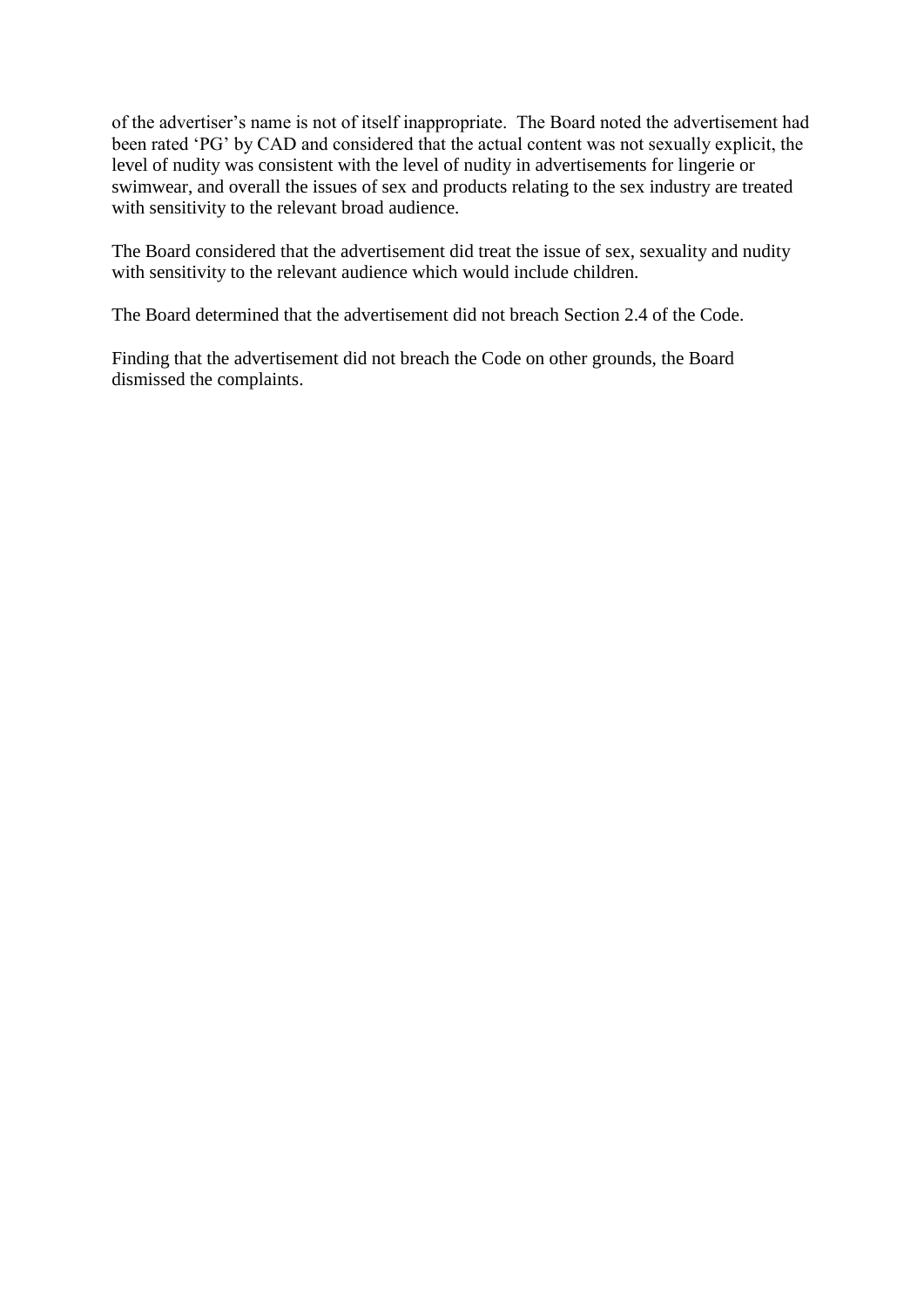of the advertiser's name is not of itself inappropriate. The Board noted the advertisement had been rated 'PG' by CAD and considered that the actual content was not sexually explicit, the level of nudity was consistent with the level of nudity in advertisements for lingerie or swimwear, and overall the issues of sex and products relating to the sex industry are treated with sensitivity to the relevant broad audience.

The Board considered that the advertisement did treat the issue of sex, sexuality and nudity with sensitivity to the relevant audience which would include children.

The Board determined that the advertisement did not breach Section 2.4 of the Code.

Finding that the advertisement did not breach the Code on other grounds, the Board dismissed the complaints.